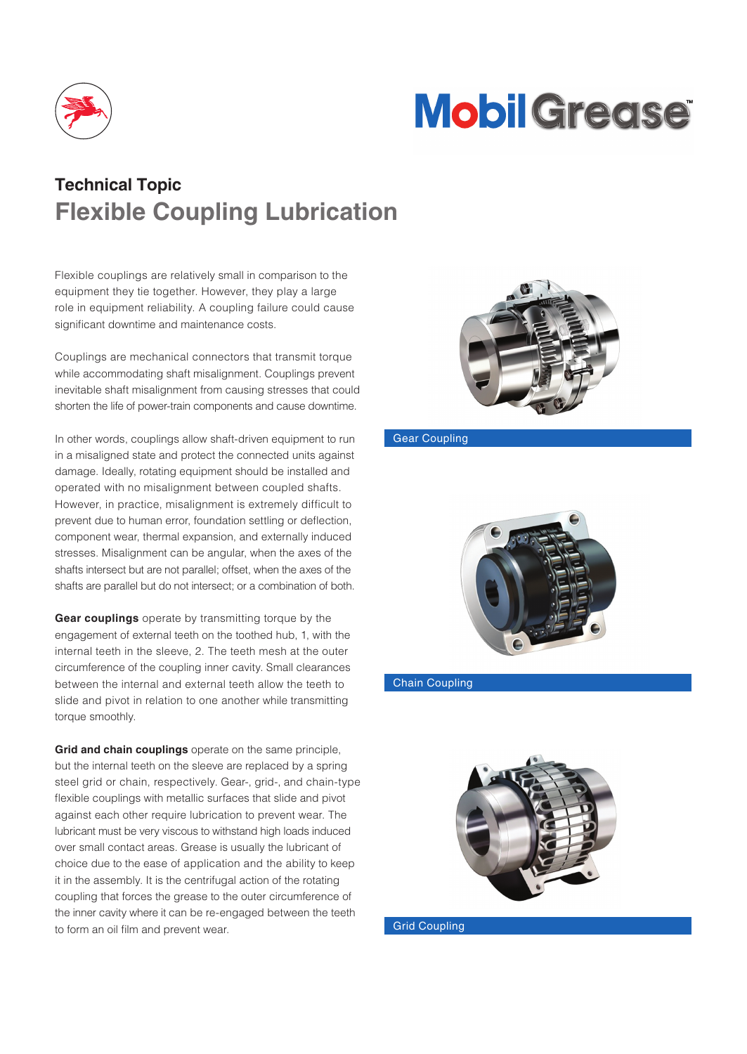# Technical Topic

## Flexible Coupling Lubrication

Flexible couplings are relatively small in comparison to the equipment they tie together. However, they play a large role in equipment reliability. A coupling failure could cause significant downtime and maintenance costs.

Couplings are mechanical connectors that transmit torque while accommodating shaft misalignment. Couplings prevent inevitable shaft misalignment from causing stresses that could shorten the life of power-train components and cause downtime.

In other words, couplings allow shaft-driven equipment to run in a misaligned state and protect the connected units against damage. Ideally, rotating equipment should be installed and operated with no misalignment between coupled shafts. However, in practice, misalignment is extremely difficult to prevent due to human error, foundation settling or deflection, component wear, thermal expansion, and externally induced stresses. Misalignment can be angular, when the axes of the shafts intersect but are not parallel; offset, when the axes of the shafts are parallel but do not intersect; or a combination of both.

**Gear couplings** operate by transmitting torque by the engagement of external teeth on the toothed hub, 1, with the internal teeth in the sleeve, 2. The teeth mesh at the outer circumference of the coupling inner cavity. Small clearances between the internal and external teeth allow the teeth to slide and pivot in relation to one another while transmitting torque smoothly.

**Grid and chain couplings** operate on the same principle, but the internal teeth on the sleeve are replaced by a spring steel grid or chain, respectively. Gear-, grid-, and chain-type flexible couplings with metallic surfaces that slide and pivot against each other require lubrication to prevent wear. The lubricant must be very viscous to withstand high loads induced over small contact areas. Grease is usually the lubricant of choice due to the ease of application and the ability to keep it in the assembly. It is the centrifugal action of the rotating coupling that forces the grease to the outer circumference of the inner cavity where it can be re-engaged between the teeth to form an oil film and prevent wear.

Gear Coupling

Chain Coupling

Grid Coupling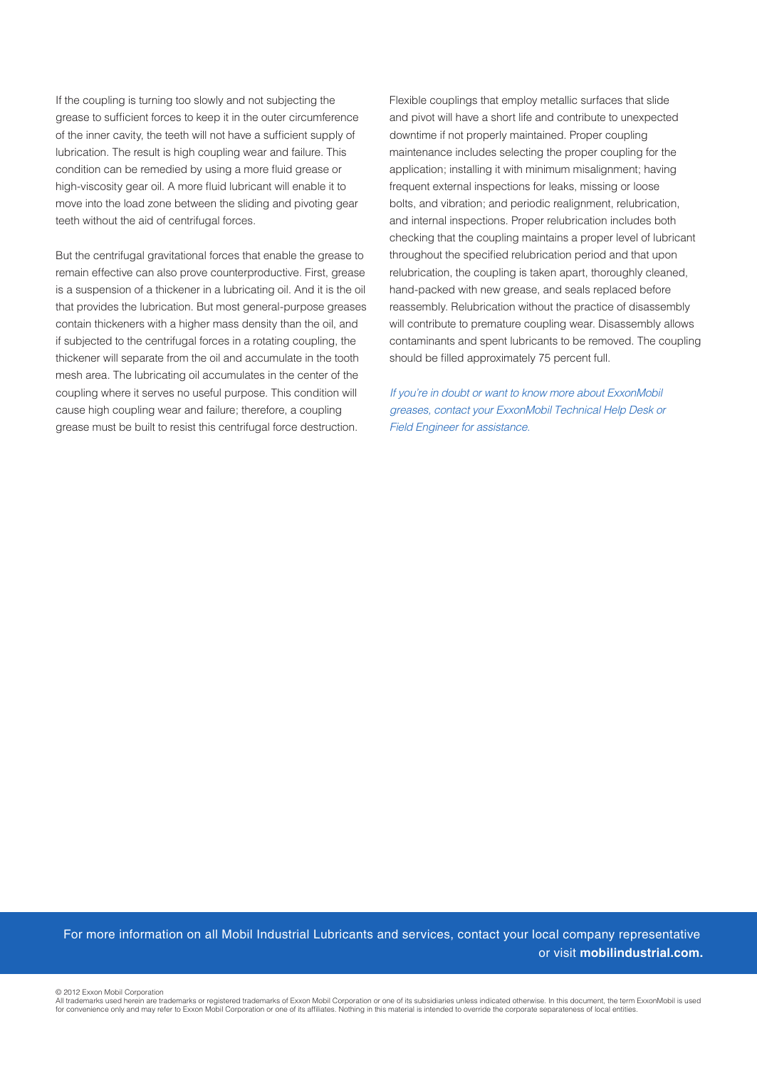If the coupling is turning too slowly and not subjecting the grease to sufficient forces to keep it in the outer circumference of the inner cavity, the teeth will not have a sufficient supply of lubrication. The result is high coupling wear and failure. This condition can be remedied by using a more fluid grease or high-viscosity gear oil. A more fluid lubricant will enable it to move into the load zone between the sliding and pivoting gear teeth without the aid of centrifugal forces.

But the centrifugal gravitational forces that enable the grease to remain effective can also prove counterproductive. First, grease is a suspension of a thickener in a lubricating oil. And it is the oil that provides the lubrication. But most general-purpose greases contain thickeners with a higher mass density than the oil, and if subjected to the centrifugal forces in a rotating coupling, the thickener will separate from the oil and accumulate in the tooth mesh area. The lubricating oil accumulates in the center of the coupling where it serves no useful purpose. This condition will cause high coupling wear and failure; therefore, a coupling grease must be built to resist this centrifugal force destruction.

Flexible couplings that employ metallic surfaces that slide and pivot will have a short life and contribute to unexpected downtime if not properly maintained. Proper coupling maintenance includes selecting the proper coupling for the application; installing it with minimum misalignment; having frequent external inspections for leaks, missing or loose bolts, and vibration; and periodic realignment, relubrication, and internal inspections. Proper relubrication includes both checking that the coupling maintains a proper level of lubricant throughout the specified relubrication period and that upon relubrication, the coupling is taken apart, thoroughly cleaned, hand-packed with new grease, and seals replaced before reassembly. Relubrication without the practice of disassembly will contribute to premature coupling wear. Disassembly allows contaminants and spent lubricants to be removed. The coupling should be filled approximately 75 percent full.

*If you're in doubt or want to know more about ExxonMobil greases, contact your ExxonMobil Technical Help Desk or Field Engineer for assistance.*

For more information on all Mobil Industrial Lubricants and services, contact your local company representative or visit **mobilindustrial.com.**

© 2012 Exxon Mobil Corporation
All trademarks used herein are trademarks or registered trademarks of Exxon Mobil Corporation or one of its subsidiaries unless indicated otherwise. In this document, the term ExxonMobil is used for convenience only and may refer to Exxon Mobil Corporation or one of its affiliates. Nothing in this material is intended to override the corporate separateness of local entities.